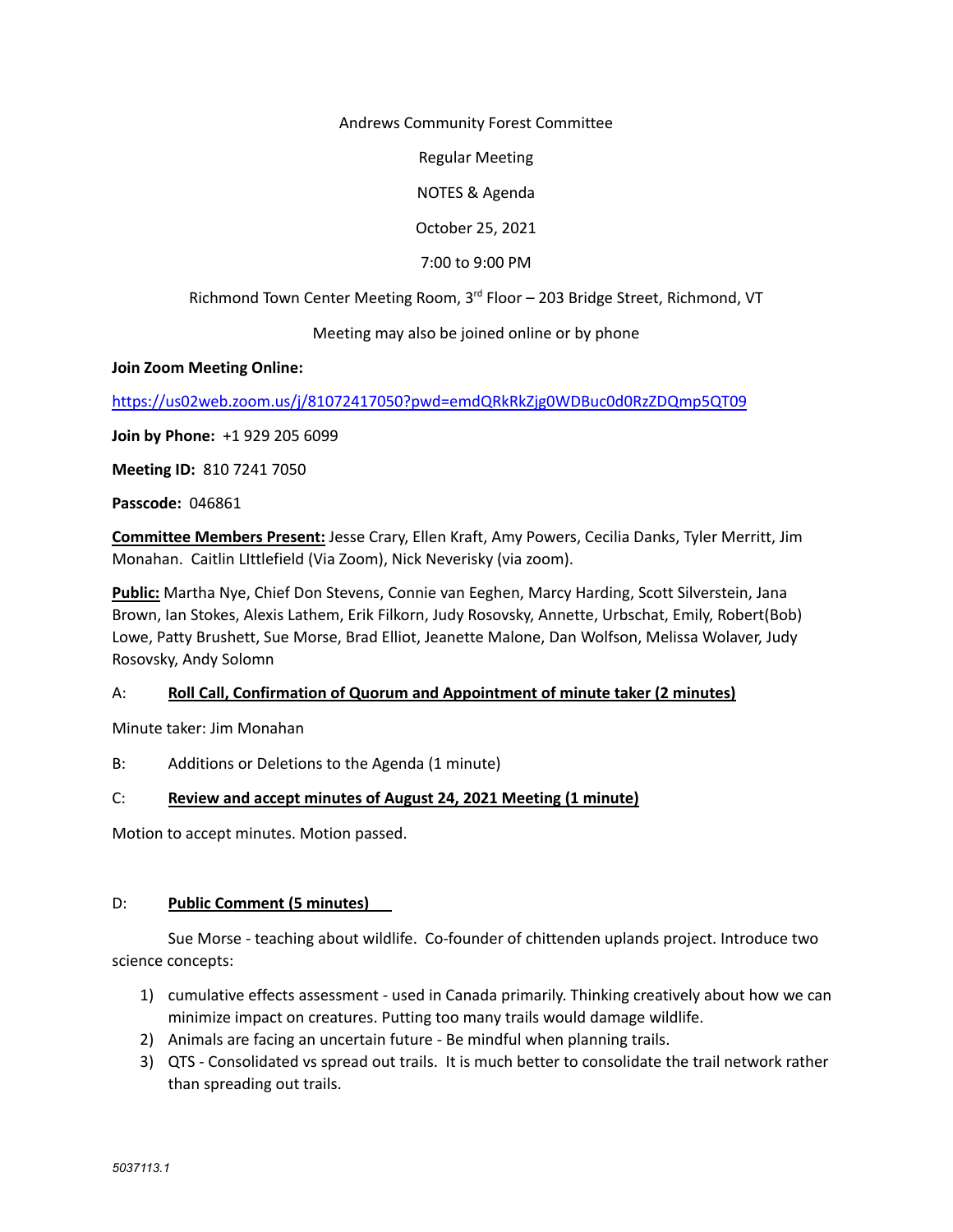Andrews Community Forest Committee

Regular Meeting

NOTES & Agenda

October 25, 2021

7:00 to 9:00 PM

Richmond Town Center Meeting Room, 3rd Floor – 203 Bridge Street, Richmond, VT

Meeting may also be joined online or by phone

**Join Zoom Meeting Online:**

https://us02web.zoom.us/j/81072417050?pwd=emdQRkRkZjg0WDBuc0d0RzZDQmp5QT09

**Join by Phone:** +1 929 205 6099

**Meeting ID:** 810 7241 7050

**Passcode:** 046861

**Committee Members Present:** Jesse Crary, Ellen Kraft, Amy Powers, Cecilia Danks, Tyler Merritt, Jim Monahan. Caitlin LIttlefield (Via Zoom), Nick Neverisky (via zoom).

**Public:** Martha Nye, Chief Don Stevens, Connie van Eeghen, Marcy Harding, Scott Silverstein, Jana Brown, Ian Stokes, Alexis Lathem, Erik Filkorn, Judy Rosovsky, Annette, Urbschat, Emily, Robert(Bob) Lowe, Patty Brushett, Sue Morse, Brad Elliot, Jeanette Malone, Dan Wolfson, Melissa Wolaver, Judy Rosovsky, Andy Solomn

A: **Roll Call, Confirmation of Quorum and Appointment of minute taker (2 minutes)**

Minute taker: Jim Monahan

B: Additions or Deletions to the Agenda (1 minute)

C: **Review and accept minutes of August 24, 2021 Meeting (1 minute)**

Motion to accept minutes. Motion passed.

D: **Public Comment (5 minutes)**

Sue Morse - teaching about wildlife. Co-founder of chittenden uplands project. Introduce two science concepts:

1) cumulative effects assessment - used in Canada primarily. Thinking creatively about how we can minimize impact on creatures. Putting too many trails would damage wildlife.
2) Animals are facing an uncertain future - Be mindful when planning trails.
3) QTS - Consolidated vs spread out trails. It is much better to consolidate the trail network rather than spreading out trails.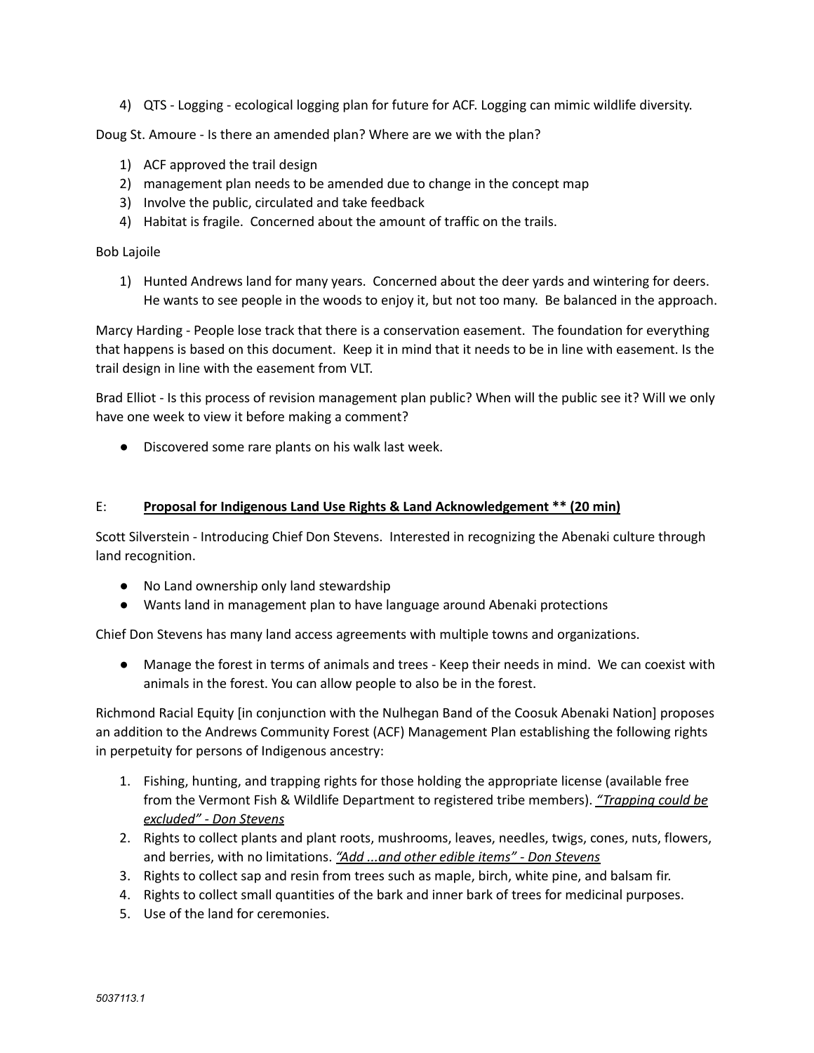4) QTS - Logging - ecological logging plan for future for ACF. Logging can mimic wildlife diversity.

Doug St. Amoure - Is there an amended plan? Where are we with the plan?

1) ACF approved the trail design
2) management plan needs to be amended due to change in the concept map
3) Involve the public, circulated and take feedback
4) Habitat is fragile. Concerned about the amount of traffic on the trails.

Bob Lajoile

1) Hunted Andrews land for many years. Concerned about the deer yards and wintering for deers. He wants to see people in the woods to enjoy it, but not too many. Be balanced in the approach.

Marcy Harding - People lose track that there is a conservation easement. The foundation for everything that happens is based on this document. Keep it in mind that it needs to be in line with easement. Is the trail design in line with the easement from VLT.

Brad Elliot - Is this process of revision management plan public? When will the public see it? Will we only have one week to view it before making a comment?

- Discovered some rare plants on his walk last week.

E: **Proposal for Indigenous Land Use Rights & Land Acknowledgement ** (20 min)**

Scott Silverstein - Introducing Chief Don Stevens. Interested in recognizing the Abenaki culture through land recognition.

- No Land ownership only land stewardship
- Wants land in management plan to have language around Abenaki protections

Chief Don Stevens has many land access agreements with multiple towns and organizations.

- Manage the forest in terms of animals and trees - Keep their needs in mind. We can coexist with animals in the forest. You can allow people to also be in the forest.

Richmond Racial Equity [in conjunction with the Nulhegan Band of the Coosuk Abenaki Nation] proposes an addition to the Andrews Community Forest (ACF) Management Plan establishing the following rights in perpetuity for persons of Indigenous ancestry:

1. Fishing, hunting, and trapping rights for those holding the appropriate license (available free from the Vermont Fish & Wildlife Department to registered tribe members). *"Trapping could be excluded" - Don Stevens*
2. Rights to collect plants and plant roots, mushrooms, leaves, needles, twigs, cones, nuts, flowers, and berries, with no limitations. *"Add ...and other edible items" - Don Stevens*
3. Rights to collect sap and resin from trees such as maple, birch, white pine, and balsam fir.
4. Rights to collect small quantities of the bark and inner bark of trees for medicinal purposes.
5. Use of the land for ceremonies.

*5037113.1*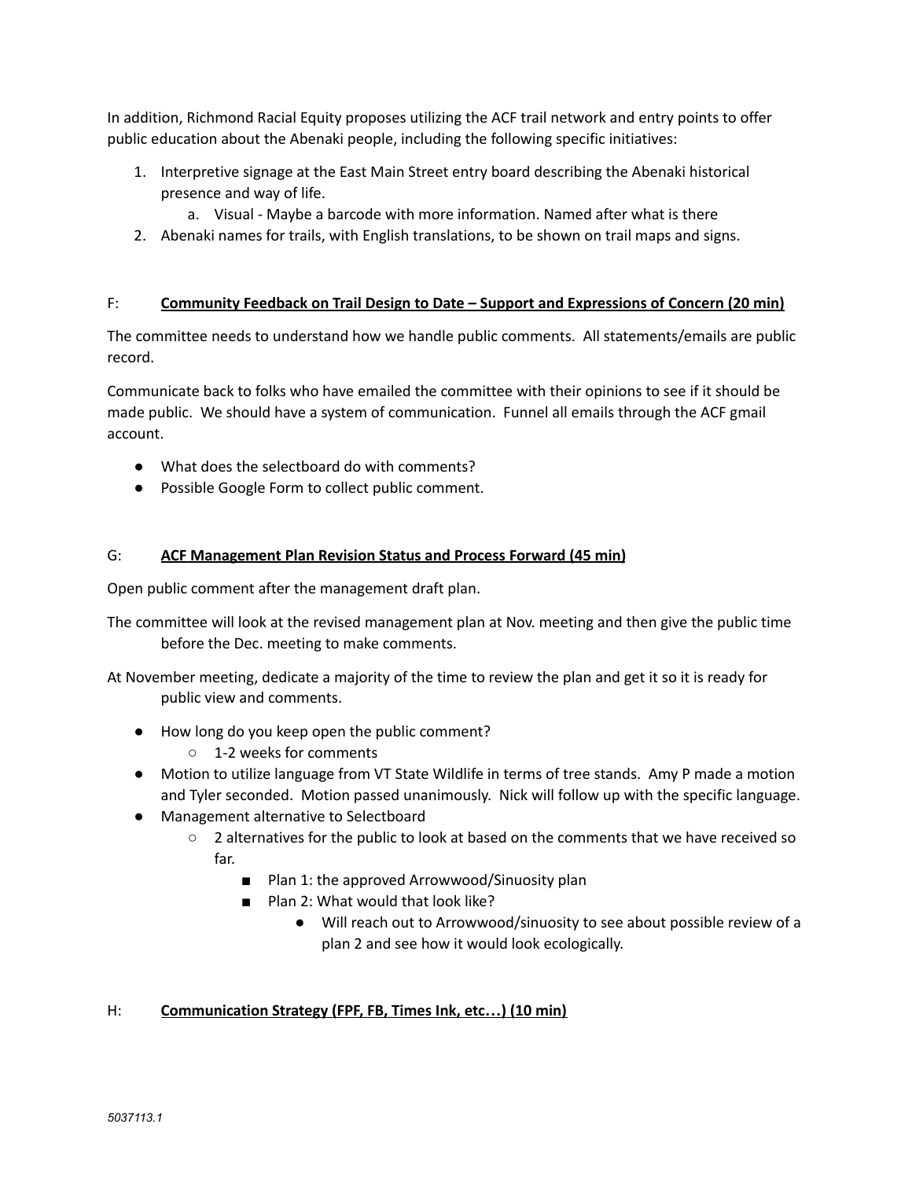In addition, Richmond Racial Equity proposes utilizing the ACF trail network and entry points to offer public education about the Abenaki people, including the following specific initiatives:

1. Interpretive signage at the East Main Street entry board describing the Abenaki historical presence and way of life.
   a. Visual - Maybe a barcode with more information. Named after what is there
2. Abenaki names for trails, with English translations, to be shown on trail maps and signs.

F: **Community Feedback on Trail Design to Date – Support and Expressions of Concern (20 min)**

The committee needs to understand how we handle public comments. All statements/emails are public record.

Communicate back to folks who have emailed the committee with their opinions to see if it should be made public. We should have a system of communication. Funnel all emails through the ACF gmail account.

- What does the selectboard do with comments?
- Possible Google Form to collect public comment.

G: **ACF Management Plan Revision Status and Process Forward (45 min)**

Open public comment after the management draft plan.

The committee will look at the revised management plan at Nov. meeting and then give the public time before the Dec. meeting to make comments.

At November meeting, dedicate a majority of the time to review the plan and get it so it is ready for public view and comments.

- How long do you keep open the public comment?
  - 1-2 weeks for comments
- Motion to utilize language from VT State Wildlife in terms of tree stands. Amy P made a motion and Tyler seconded. Motion passed unanimously. Nick will follow up with the specific language.
- Management alternative to Selectboard
  - 2 alternatives for the public to look at based on the comments that we have received so far.
    - Plan 1: the approved Arrowwood/Sinuosity plan
    - Plan 2: What would that look like?
      - Will reach out to Arrowwood/sinuosity to see about possible review of a plan 2 and see how it would look ecologically.

H: **Communication Strategy (FPF, FB, Times Ink, etc…) (10 min)**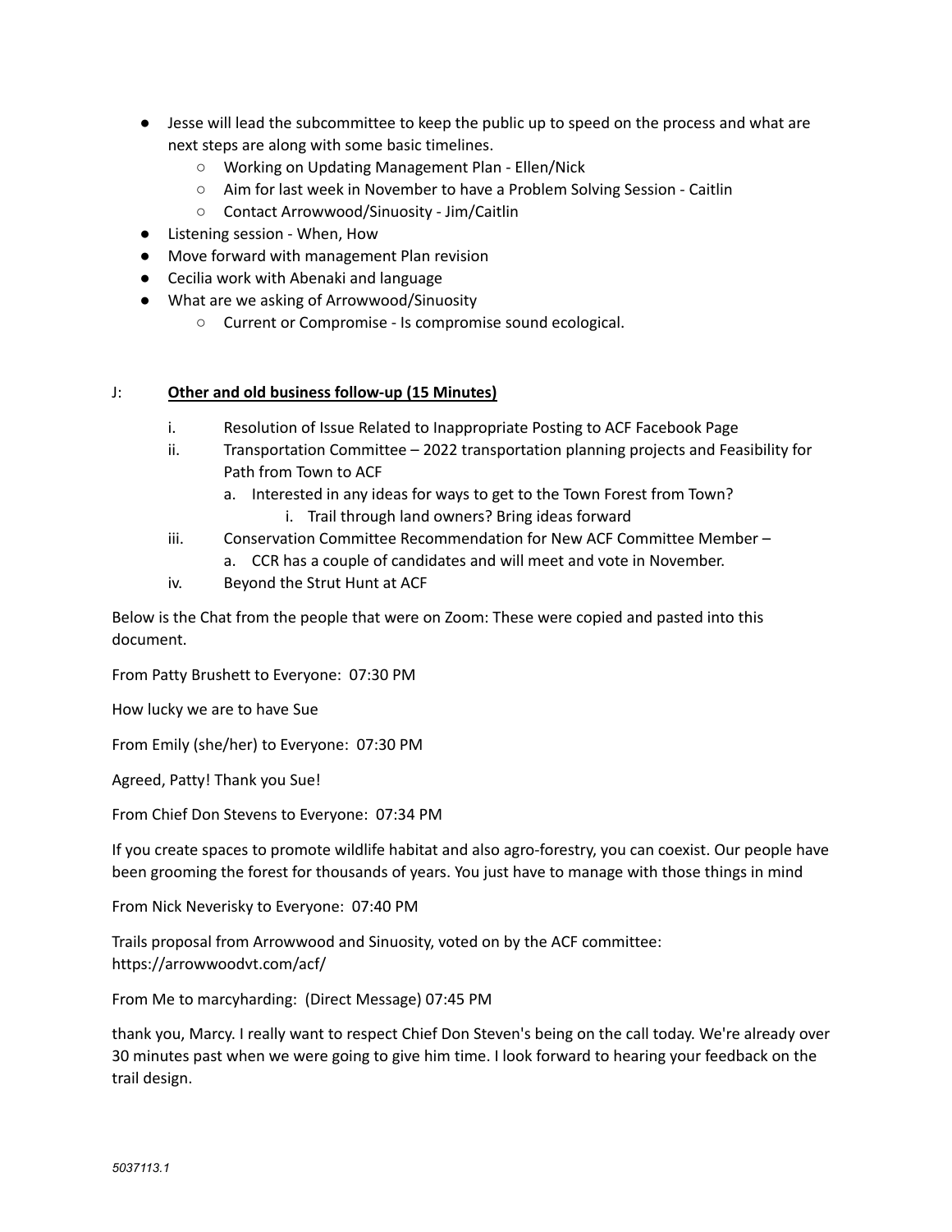- Jesse will lead the subcommittee to keep the public up to speed on the process and what are next steps are along with some basic timelines.
  - Working on Updating Management Plan - Ellen/Nick
  - Aim for last week in November to have a Problem Solving Session - Caitlin
  - Contact Arrowwood/Sinuosity - Jim/Caitlin
- Listening session - When, How
- Move forward with management Plan revision
- Cecilia work with Abenaki and language
- What are we asking of Arrowwood/Sinuosity
  - Current or Compromise - Is compromise sound ecological.

J: **Other and old business follow-up (15 Minutes)**

i. Resolution of Issue Related to Inappropriate Posting to ACF Facebook Page

ii. Transportation Committee – 2022 transportation planning projects and Feasibility for Path from Town to ACF

   a. Interested in any ideas for ways to get to the Town Forest from Town?

      i. Trail through land owners? Bring ideas forward

iii. Conservation Committee Recommendation for New ACF Committee Member –

   a. CCR has a couple of candidates and will meet and vote in November.

iv. Beyond the Strut Hunt at ACF

Below is the Chat from the people that were on Zoom: These were copied and pasted into this document.

From Patty Brushett to Everyone: 07:30 PM

How lucky we are to have Sue

From Emily (she/her) to Everyone: 07:30 PM

Agreed, Patty! Thank you Sue!

From Chief Don Stevens to Everyone: 07:34 PM

If you create spaces to promote wildlife habitat and also agro-forestry, you can coexist. Our people have been grooming the forest for thousands of years. You just have to manage with those things in mind

From Nick Neverisky to Everyone: 07:40 PM

Trails proposal from Arrowwood and Sinuosity, voted on by the ACF committee: https://arrowwoodvt.com/acf/

From Me to marcyharding: (Direct Message) 07:45 PM

thank you, Marcy. I really want to respect Chief Don Steven's being on the call today. We're already over 30 minutes past when we were going to give him time. I look forward to hearing your feedback on the trail design.

*5037113.1*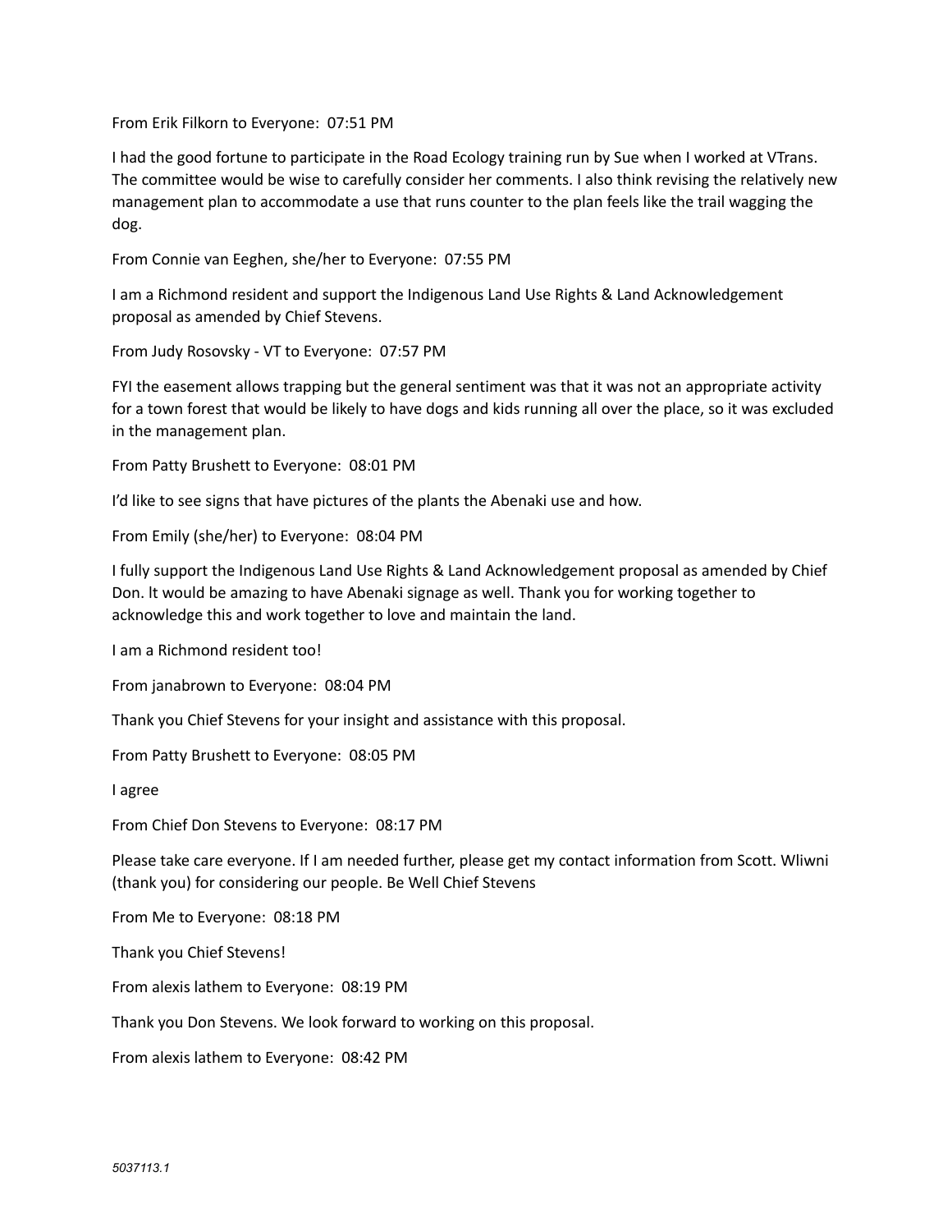From Erik Filkorn to Everyone: 07:51 PM

I had the good fortune to participate in the Road Ecology training run by Sue when I worked at VTrans. The committee would be wise to carefully consider her comments. I also think revising the relatively new management plan to accommodate a use that runs counter to the plan feels like the trail wagging the dog.

From Connie van Eeghen, she/her to Everyone: 07:55 PM

I am a Richmond resident and support the Indigenous Land Use Rights & Land Acknowledgement proposal as amended by Chief Stevens.

From Judy Rosovsky - VT to Everyone: 07:57 PM

FYI the easement allows trapping but the general sentiment was that it was not an appropriate activity for a town forest that would be likely to have dogs and kids running all over the place, so it was excluded in the management plan.

From Patty Brushett to Everyone: 08:01 PM

I'd like to see signs that have pictures of the plants the Abenaki use and how.

From Emily (she/her) to Everyone: 08:04 PM

I fully support the Indigenous Land Use Rights & Land Acknowledgement proposal as amended by Chief Don. It would be amazing to have Abenaki signage as well. Thank you for working together to acknowledge this and work together to love and maintain the land.

I am a Richmond resident too!

From janabrown to Everyone: 08:04 PM

Thank you Chief Stevens for your insight and assistance with this proposal.

From Patty Brushett to Everyone: 08:05 PM

I agree

From Chief Don Stevens to Everyone: 08:17 PM

Please take care everyone. If I am needed further, please get my contact information from Scott. Wliwni (thank you) for considering our people. Be Well Chief Stevens

From Me to Everyone: 08:18 PM

Thank you Chief Stevens!

From alexis lathem to Everyone: 08:19 PM

Thank you Don Stevens. We look forward to working on this proposal.

From alexis lathem to Everyone: 08:42 PM

*5037113.1*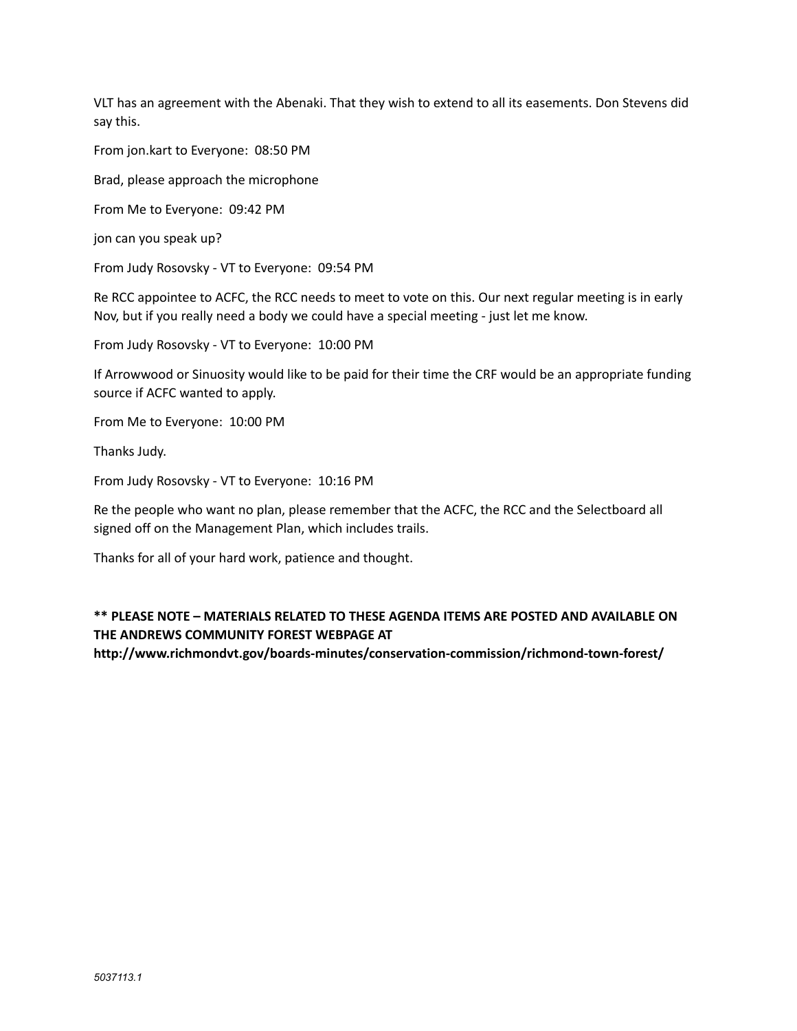VLT has an agreement with the Abenaki. That they wish to extend to all its easements. Don Stevens did say this.

From jon.kart to Everyone: 08:50 PM

Brad, please approach the microphone

From Me to Everyone: 09:42 PM

jon can you speak up?

From Judy Rosovsky - VT to Everyone: 09:54 PM

Re RCC appointee to ACFC, the RCC needs to meet to vote on this. Our next regular meeting is in early Nov, but if you really need a body we could have a special meeting - just let me know.

From Judy Rosovsky - VT to Everyone: 10:00 PM

If Arrowwood or Sinuosity would like to be paid for their time the CRF would be an appropriate funding source if ACFC wanted to apply.

From Me to Everyone: 10:00 PM

Thanks Judy.

From Judy Rosovsky - VT to Everyone: 10:16 PM

Re the people who want no plan, please remember that the ACFC, the RCC and the Selectboard all signed off on the Management Plan, which includes trails.

Thanks for all of your hard work, patience and thought.

**** PLEASE NOTE – MATERIALS RELATED TO THESE AGENDA ITEMS ARE POSTED AND AVAILABLE ON THE ANDREWS COMMUNITY FOREST WEBPAGE AT http://www.richmondvt.gov/boards-minutes/conservation-commission/richmond-town-forest/**

*5037113.1*